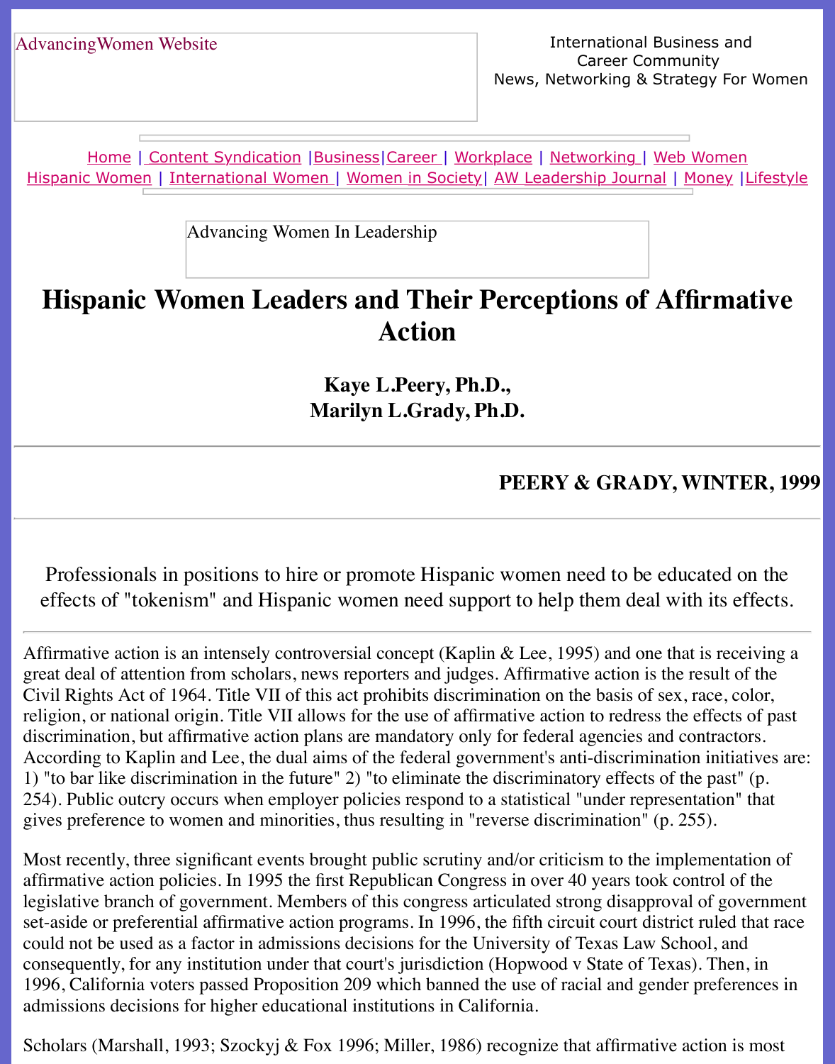AdvancingWomen Website

International Business and Career Community
News, Networking & Strategy For Women

Home | Content Syndication | Business | Career | Workplace | Networking | Web Women
Hispanic Women | International Women | Women in Society | AW Leadership Journal | Money | Lifestyle

Advancing Women In Leadership

# Hispanic Women Leaders and Their Perceptions of Affirmative Action

**Kaye L.Peery, Ph.D.,**
**Marilyn L.Grady, Ph.D.**

---

**PEERY & GRADY, WINTER, 1999**

---

Professionals in positions to hire or promote Hispanic women need to be educated on the effects of "tokenism" and Hispanic women need support to help them deal with its effects.

---

Affirmative action is an intensely controversial concept (Kaplin & Lee, 1995) and one that is receiving a great deal of attention from scholars, news reporters and judges. Affirmative action is the result of the Civil Rights Act of 1964. Title VII of this act prohibits discrimination on the basis of sex, race, color, religion, or national origin. Title VII allows for the use of affirmative action to redress the effects of past discrimination, but affirmative action plans are mandatory only for federal agencies and contractors. According to Kaplin and Lee, the dual aims of the federal government's anti-discrimination initiatives are: 1) "to bar like discrimination in the future" 2) "to eliminate the discriminatory effects of the past" (p. 254). Public outcry occurs when employer policies respond to a statistical "under representation" that gives preference to women and minorities, thus resulting in "reverse discrimination" (p. 255).

Most recently, three significant events brought public scrutiny and/or criticism to the implementation of affirmative action policies. In 1995 the first Republican Congress in over 40 years took control of the legislative branch of government. Members of this congress articulated strong disapproval of government set-aside or preferential affirmative action programs. In 1996, the fifth circuit court district ruled that race could not be used as a factor in admissions decisions for the University of Texas Law School, and consequently, for any institution under that court's jurisdiction (Hopwood v State of Texas). Then, in 1996, California voters passed Proposition 209 which banned the use of racial and gender preferences in admissions decisions for higher educational institutions in California.

Scholars (Marshall, 1993; Szockyj & Fox 1996; Miller, 1986) recognize that affirmative action is most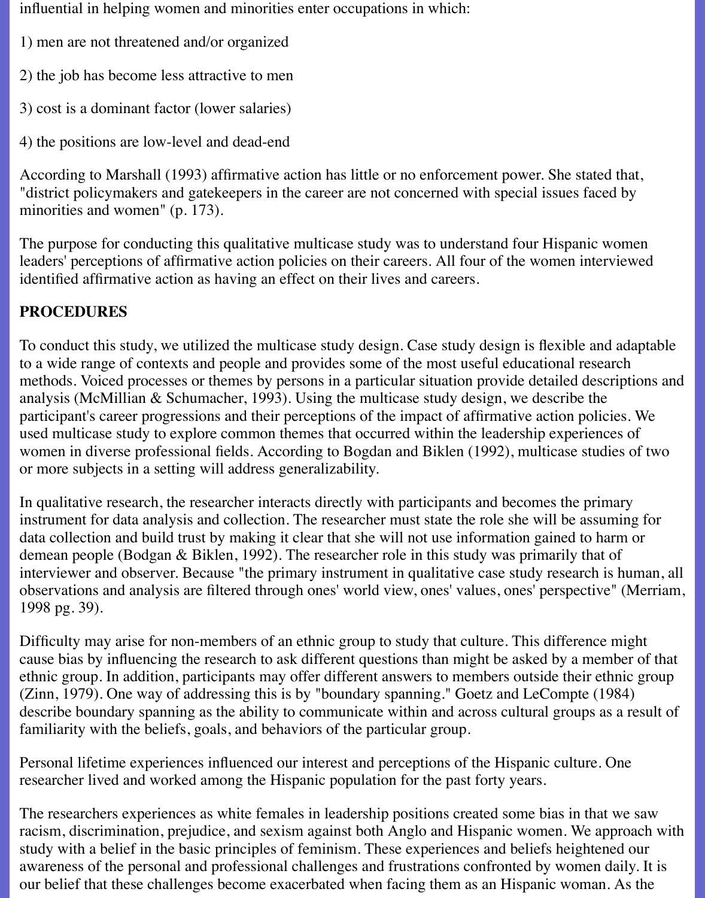influential in helping women and minorities enter occupations in which:

1) men are not threatened and/or organized

2) the job has become less attractive to men

3) cost is a dominant factor (lower salaries)

4) the positions are low-level and dead-end

According to Marshall (1993) affirmative action has little or no enforcement power. She stated that, "district policymakers and gatekeepers in the career are not concerned with special issues faced by minorities and women" (p. 173).

The purpose for conducting this qualitative multicase study was to understand four Hispanic women leaders' perceptions of affirmative action policies on their careers. All four of the women interviewed identified affirmative action as having an effect on their lives and careers.

**PROCEDURES**

To conduct this study, we utilized the multicase study design. Case study design is flexible and adaptable to a wide range of contexts and people and provides some of the most useful educational research methods. Voiced processes or themes by persons in a particular situation provide detailed descriptions and analysis (McMillian & Schumacher, 1993). Using the multicase study design, we describe the participant's career progressions and their perceptions of the impact of affirmative action policies. We used multicase study to explore common themes that occurred within the leadership experiences of women in diverse professional fields. According to Bogdan and Biklen (1992), multicase studies of two or more subjects in a setting will address generalizability.

In qualitative research, the researcher interacts directly with participants and becomes the primary instrument for data analysis and collection. The researcher must state the role she will be assuming for data collection and build trust by making it clear that she will not use information gained to harm or demean people (Bodgan & Biklen, 1992). The researcher role in this study was primarily that of interviewer and observer. Because "the primary instrument in qualitative case study research is human, all observations and analysis are filtered through ones' world view, ones' values, ones' perspective" (Merriam, 1998 pg. 39).

Difficulty may arise for non-members of an ethnic group to study that culture. This difference might cause bias by influencing the research to ask different questions than might be asked by a member of that ethnic group. In addition, participants may offer different answers to members outside their ethnic group (Zinn, 1979). One way of addressing this is by "boundary spanning." Goetz and LeCompte (1984) describe boundary spanning as the ability to communicate within and across cultural groups as a result of familiarity with the beliefs, goals, and behaviors of the particular group.

Personal lifetime experiences influenced our interest and perceptions of the Hispanic culture. One researcher lived and worked among the Hispanic population for the past forty years.

The researchers experiences as white females in leadership positions created some bias in that we saw racism, discrimination, prejudice, and sexism against both Anglo and Hispanic women. We approach with study with a belief in the basic principles of feminism. These experiences and beliefs heightened our awareness of the personal and professional challenges and frustrations confronted by women daily. It is our belief that these challenges become exacerbated when facing them as an Hispanic woman. As the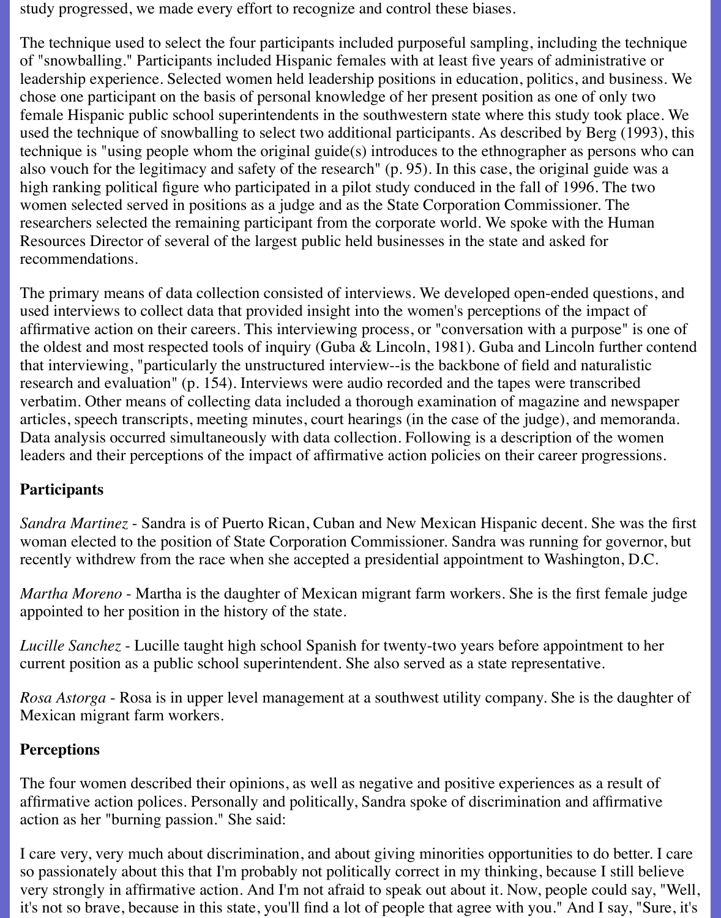study progressed, we made every effort to recognize and control these biases.

The technique used to select the four participants included purposeful sampling, including the technique of "snowballing." Participants included Hispanic females with at least five years of administrative or leadership experience. Selected women held leadership positions in education, politics, and business. We chose one participant on the basis of personal knowledge of her present position as one of only two female Hispanic public school superintendents in the southwestern state where this study took place. We used the technique of snowballing to select two additional participants. As described by Berg (1993), this technique is "using people whom the original guide(s) introduces to the ethnographer as persons who can also vouch for the legitimacy and safety of the research" (p. 95). In this case, the original guide was a high ranking political figure who participated in a pilot study conduced in the fall of 1996. The two women selected served in positions as a judge and as the State Corporation Commissioner. The researchers selected the remaining participant from the corporate world. We spoke with the Human Resources Director of several of the largest public held businesses in the state and asked for recommendations.

The primary means of data collection consisted of interviews. We developed open-ended questions, and used interviews to collect data that provided insight into the women's perceptions of the impact of affirmative action on their careers. This interviewing process, or "conversation with a purpose" is one of the oldest and most respected tools of inquiry (Guba & Lincoln, 1981). Guba and Lincoln further contend that interviewing, "particularly the unstructured interview--is the backbone of field and naturalistic research and evaluation" (p. 154). Interviews were audio recorded and the tapes were transcribed verbatim. Other means of collecting data included a thorough examination of magazine and newspaper articles, speech transcripts, meeting minutes, court hearings (in the case of the judge), and memoranda. Data analysis occurred simultaneously with data collection. Following is a description of the women leaders and their perceptions of the impact of affirmative action policies on their career progressions.

## Participants

*Sandra Martinez* - Sandra is of Puerto Rican, Cuban and New Mexican Hispanic decent. She was the first woman elected to the position of State Corporation Commissioner. Sandra was running for governor, but recently withdrew from the race when she accepted a presidential appointment to Washington, D.C.

*Martha Moreno* - Martha is the daughter of Mexican migrant farm workers. She is the first female judge appointed to her position in the history of the state.

*Lucille Sanchez* - Lucille taught high school Spanish for twenty-two years before appointment to her current position as a public school superintendent. She also served as a state representative.

*Rosa Astorga* - Rosa is in upper level management at a southwest utility company. She is the daughter of Mexican migrant farm workers.

## Perceptions

The four women described their opinions, as well as negative and positive experiences as a result of affirmative action polices. Personally and politically, Sandra spoke of discrimination and affirmative action as her "burning passion." She said:

I care very, very much about discrimination, and about giving minorities opportunities to do better. I care so passionately about this that I'm probably not politically correct in my thinking, because I still believe very strongly in affirmative action. And I'm not afraid to speak out about it. Now, people could say, "Well, it's not so brave, because in this state, you'll find a lot of people that agree with you." And I say, "Sure, it's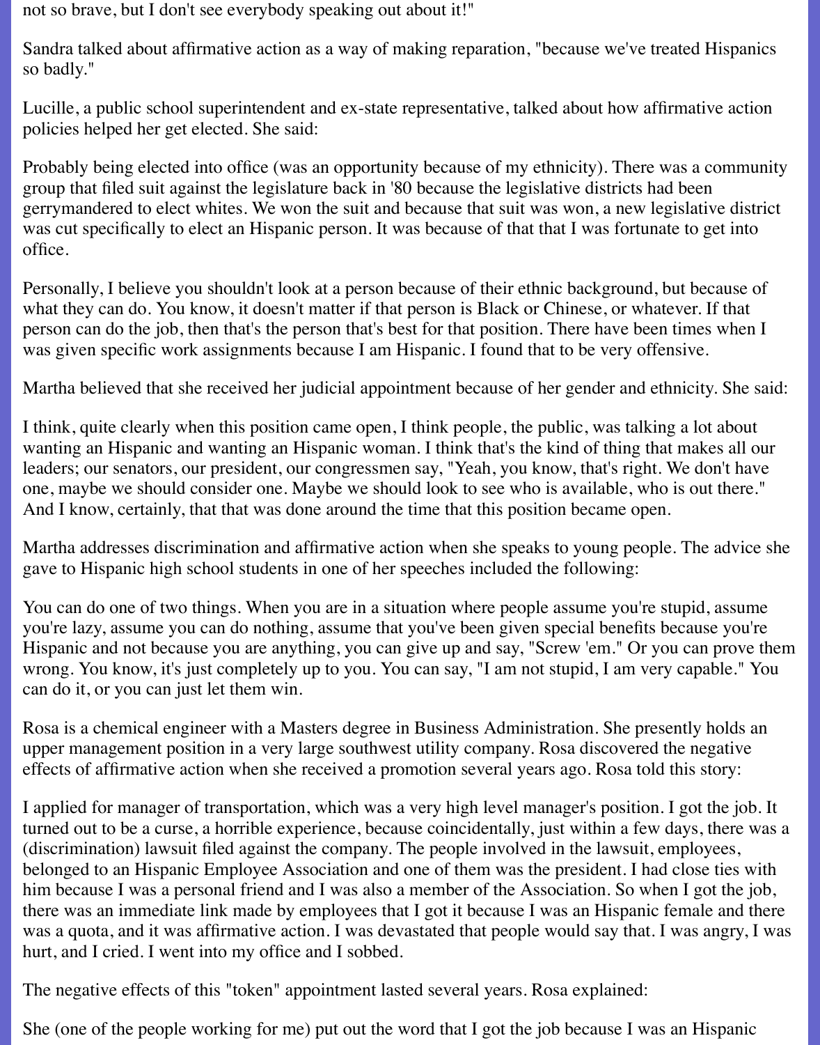not so brave, but I don't see everybody speaking out about it!"

Sandra talked about affirmative action as a way of making reparation, "because we've treated Hispanics so badly."

Lucille, a public school superintendent and ex-state representative, talked about how affirmative action policies helped her get elected. She said:

Probably being elected into office (was an opportunity because of my ethnicity). There was a community group that filed suit against the legislature back in '80 because the legislative districts had been gerrymandered to elect whites. We won the suit and because that suit was won, a new legislative district was cut specifically to elect an Hispanic person. It was because of that that I was fortunate to get into office.

Personally, I believe you shouldn't look at a person because of their ethnic background, but because of what they can do. You know, it doesn't matter if that person is Black or Chinese, or whatever. If that person can do the job, then that's the person that's best for that position. There have been times when I was given specific work assignments because I am Hispanic. I found that to be very offensive.

Martha believed that she received her judicial appointment because of her gender and ethnicity. She said:

I think, quite clearly when this position came open, I think people, the public, was talking a lot about wanting an Hispanic and wanting an Hispanic woman. I think that's the kind of thing that makes all our leaders; our senators, our president, our congressmen say, "Yeah, you know, that's right. We don't have one, maybe we should consider one. Maybe we should look to see who is available, who is out there." And I know, certainly, that that was done around the time that this position became open.

Martha addresses discrimination and affirmative action when she speaks to young people. The advice she gave to Hispanic high school students in one of her speeches included the following:

You can do one of two things. When you are in a situation where people assume you're stupid, assume you're lazy, assume you can do nothing, assume that you've been given special benefits because you're Hispanic and not because you are anything, you can give up and say, "Screw 'em." Or you can prove them wrong. You know, it's just completely up to you. You can say, "I am not stupid, I am very capable." You can do it, or you can just let them win.

Rosa is a chemical engineer with a Masters degree in Business Administration. She presently holds an upper management position in a very large southwest utility company. Rosa discovered the negative effects of affirmative action when she received a promotion several years ago. Rosa told this story:

I applied for manager of transportation, which was a very high level manager's position. I got the job. It turned out to be a curse, a horrible experience, because coincidentally, just within a few days, there was a (discrimination) lawsuit filed against the company. The people involved in the lawsuit, employees, belonged to an Hispanic Employee Association and one of them was the president. I had close ties with him because I was a personal friend and I was also a member of the Association. So when I got the job, there was an immediate link made by employees that I got it because I was an Hispanic female and there was a quota, and it was affirmative action. I was devastated that people would say that. I was angry, I was hurt, and I cried. I went into my office and I sobbed.

The negative effects of this "token" appointment lasted several years. Rosa explained:

She (one of the people working for me) put out the word that I got the job because I was an Hispanic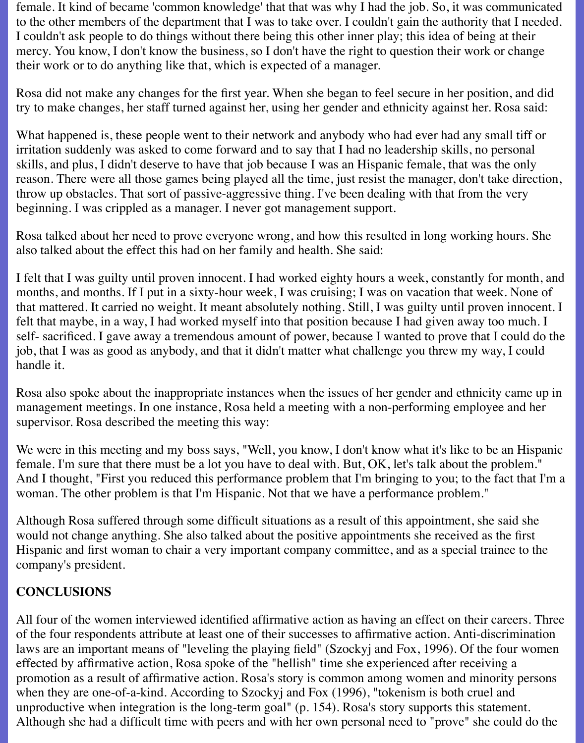female. It kind of became 'common knowledge' that that was why I had the job. So, it was communicated to the other members of the department that I was to take over. I couldn't gain the authority that I needed. I couldn't ask people to do things without there being this other inner play; this idea of being at their mercy. You know, I don't know the business, so I don't have the right to question their work or change their work or to do anything like that, which is expected of a manager.

Rosa did not make any changes for the first year. When she began to feel secure in her position, and did try to make changes, her staff turned against her, using her gender and ethnicity against her. Rosa said:

What happened is, these people went to their network and anybody who had ever had any small tiff or irritation suddenly was asked to come forward and to say that I had no leadership skills, no personal skills, and plus, I didn't deserve to have that job because I was an Hispanic female, that was the only reason. There were all those games being played all the time, just resist the manager, don't take direction, throw up obstacles. That sort of passive-aggressive thing. I've been dealing with that from the very beginning. I was crippled as a manager. I never got management support.

Rosa talked about her need to prove everyone wrong, and how this resulted in long working hours. She also talked about the effect this had on her family and health. She said:

I felt that I was guilty until proven innocent. I had worked eighty hours a week, constantly for month, and months, and months. If I put in a sixty-hour week, I was cruising; I was on vacation that week. None of that mattered. It carried no weight. It meant absolutely nothing. Still, I was guilty until proven innocent. I felt that maybe, in a way, I had worked myself into that position because I had given away too much. I self- sacrificed. I gave away a tremendous amount of power, because I wanted to prove that I could do the job, that I was as good as anybody, and that it didn't matter what challenge you threw my way, I could handle it.

Rosa also spoke about the inappropriate instances when the issues of her gender and ethnicity came up in management meetings. In one instance, Rosa held a meeting with a non-performing employee and her supervisor. Rosa described the meeting this way:

We were in this meeting and my boss says, "Well, you know, I don't know what it's like to be an Hispanic female. I'm sure that there must be a lot you have to deal with. But, OK, let's talk about the problem." And I thought, "First you reduced this performance problem that I'm bringing to you; to the fact that I'm a woman. The other problem is that I'm Hispanic. Not that we have a performance problem."

Although Rosa suffered through some difficult situations as a result of this appointment, she said she would not change anything. She also talked about the positive appointments she received as the first Hispanic and first woman to chair a very important company committee, and as a special trainee to the company's president.

## CONCLUSIONS

All four of the women interviewed identified affirmative action as having an effect on their careers. Three of the four respondents attribute at least one of their successes to affirmative action. Anti-discrimination laws are an important means of "leveling the playing field" (Szockyj and Fox, 1996). Of the four women effected by affirmative action, Rosa spoke of the "hellish" time she experienced after receiving a promotion as a result of affirmative action. Rosa's story is common among women and minority persons when they are one-of-a-kind. According to Szockyj and Fox (1996), "tokenism is both cruel and unproductive when integration is the long-term goal" (p. 154). Rosa's story supports this statement. Although she had a difficult time with peers and with her own personal need to "prove" she could do the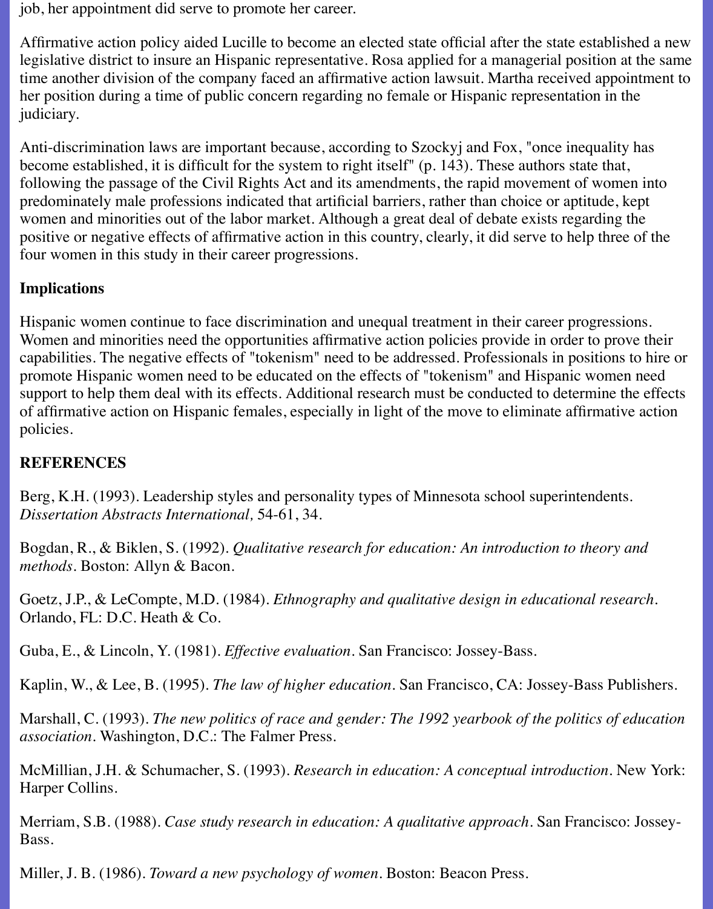job, her appointment did serve to promote her career.

Affirmative action policy aided Lucille to become an elected state official after the state established a new legislative district to insure an Hispanic representative. Rosa applied for a managerial position at the same time another division of the company faced an affirmative action lawsuit. Martha received appointment to her position during a time of public concern regarding no female or Hispanic representation in the judiciary.

Anti-discrimination laws are important because, according to Szockyj and Fox, "once inequality has become established, it is difficult for the system to right itself" (p. 143). These authors state that, following the passage of the Civil Rights Act and its amendments, the rapid movement of women into predominately male professions indicated that artificial barriers, rather than choice or aptitude, kept women and minorities out of the labor market. Although a great deal of debate exists regarding the positive or negative effects of affirmative action in this country, clearly, it did serve to help three of the four women in this study in their career progressions.

**Implications**

Hispanic women continue to face discrimination and unequal treatment in their career progressions. Women and minorities need the opportunities affirmative action policies provide in order to prove their capabilities. The negative effects of "tokenism" need to be addressed. Professionals in positions to hire or promote Hispanic women need to be educated on the effects of "tokenism" and Hispanic women need support to help them deal with its effects. Additional research must be conducted to determine the effects of affirmative action on Hispanic females, especially in light of the move to eliminate affirmative action policies.

**REFERENCES**

Berg, K.H. (1993). Leadership styles and personality types of Minnesota school superintendents. *Dissertation Abstracts International,* 54-61, 34.

Bogdan, R., & Biklen, S. (1992). *Qualitative research for education: An introduction to theory and methods*. Boston: Allyn & Bacon.

Goetz, J.P., & LeCompte, M.D. (1984). *Ethnography and qualitative design in educational research*. Orlando, FL: D.C. Heath & Co.

Guba, E., & Lincoln, Y. (1981). *Effective evaluation*. San Francisco: Jossey-Bass.

Kaplin, W., & Lee, B. (1995). *The law of higher education*. San Francisco, CA: Jossey-Bass Publishers.

Marshall, C. (1993). *The new politics of race and gender: The 1992 yearbook of the politics of education association*. Washington, D.C.: The Falmer Press.

McMillian, J.H. & Schumacher, S. (1993). *Research in education: A conceptual introduction*. New York: Harper Collins.

Merriam, S.B. (1988). *Case study research in education: A qualitative approach*. San Francisco: Jossey-Bass.

Miller, J. B. (1986). *Toward a new psychology of women*. Boston: Beacon Press.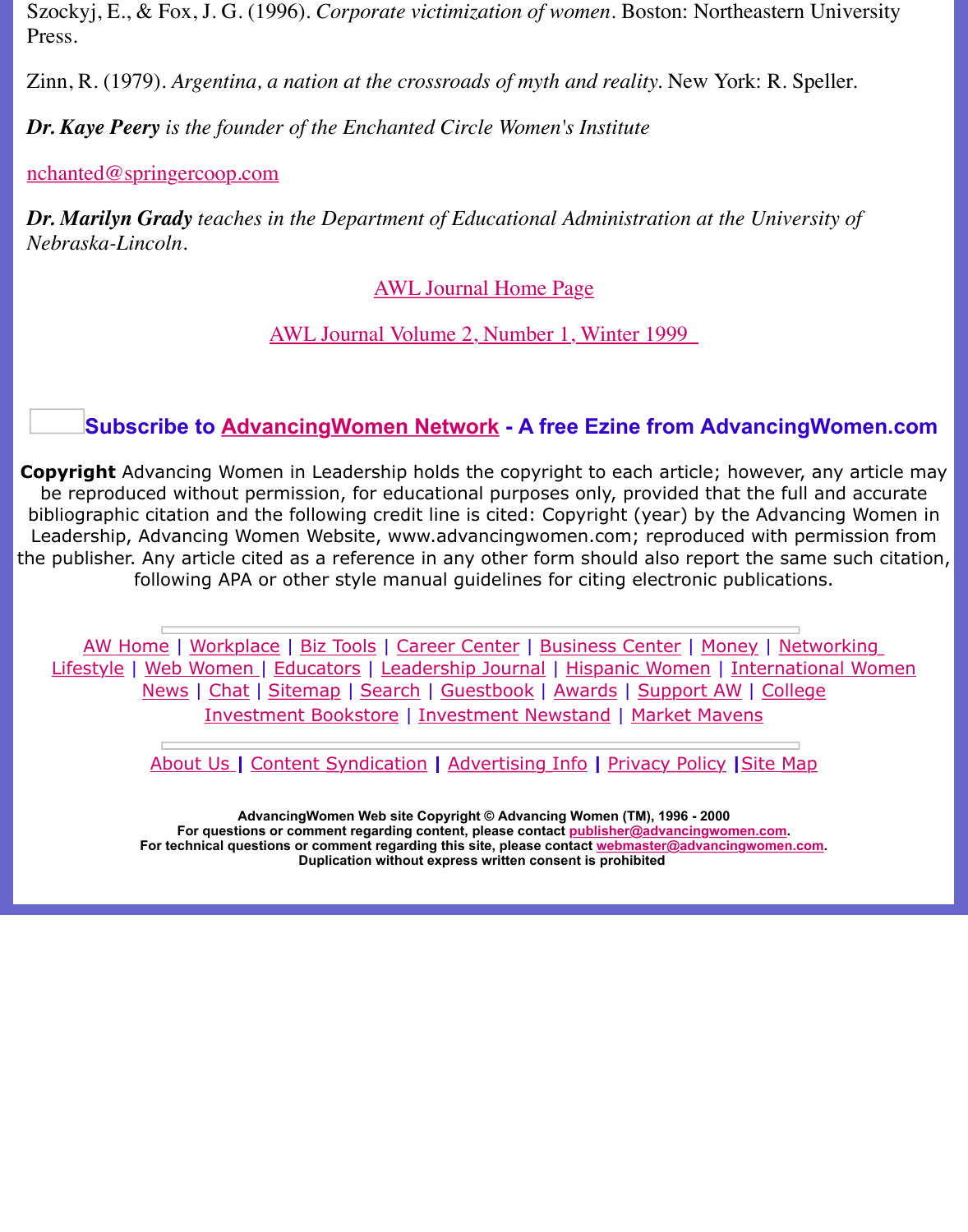Szockyj, E., & Fox, J. G. (1996). *Corporate victimization of women*. Boston: Northeastern University Press.

Zinn, R. (1979). *Argentina, a nation at the crossroads of myth and reality*. New York: R. Speller.

***Dr. Kaye Peery*** *is the founder of the Enchanted Circle Women's Institute*

nchanted@springercoop.com

***Dr. Marilyn Grady*** *teaches in the Department of Educational Administration at the University of Nebraska-Lincoln*.

AWL Journal Home Page

AWL Journal Volume 2, Number 1, Winter 1999

**Subscribe to AdvancingWomen Network - A free Ezine from AdvancingWomen.com**

**Copyright** Advancing Women in Leadership holds the copyright to each article; however, any article may be reproduced without permission, for educational purposes only, provided that the full and accurate bibliographic citation and the following credit line is cited: Copyright (year) by the Advancing Women in Leadership, Advancing Women Website, www.advancingwomen.com; reproduced with permission from the publisher. Any article cited as a reference in any other form should also report the same such citation, following APA or other style manual guidelines for citing electronic publications.

AW Home | Workplace | Biz Tools | Career Center | Business Center | Money | Networking
Lifestyle | Web Women | Educators | Leadership Journal | Hispanic Women | International Women
News | Chat | Sitemap | Search | Guestbook | Awards | Support AW | College
Investment Bookstore | Investment Newstand | Market Mavens

About Us | Content Syndication | Advertising Info | Privacy Policy | Site Map

**AdvancingWomen Web site Copyright © Advancing Women (TM), 1996 - 2000**
**For questions or comment regarding content, please contact publisher@advancingwomen.com.**
**For technical questions or comment regarding this site, please contact webmaster@advancingwomen.com.**
**Duplication without express written consent is prohibited**